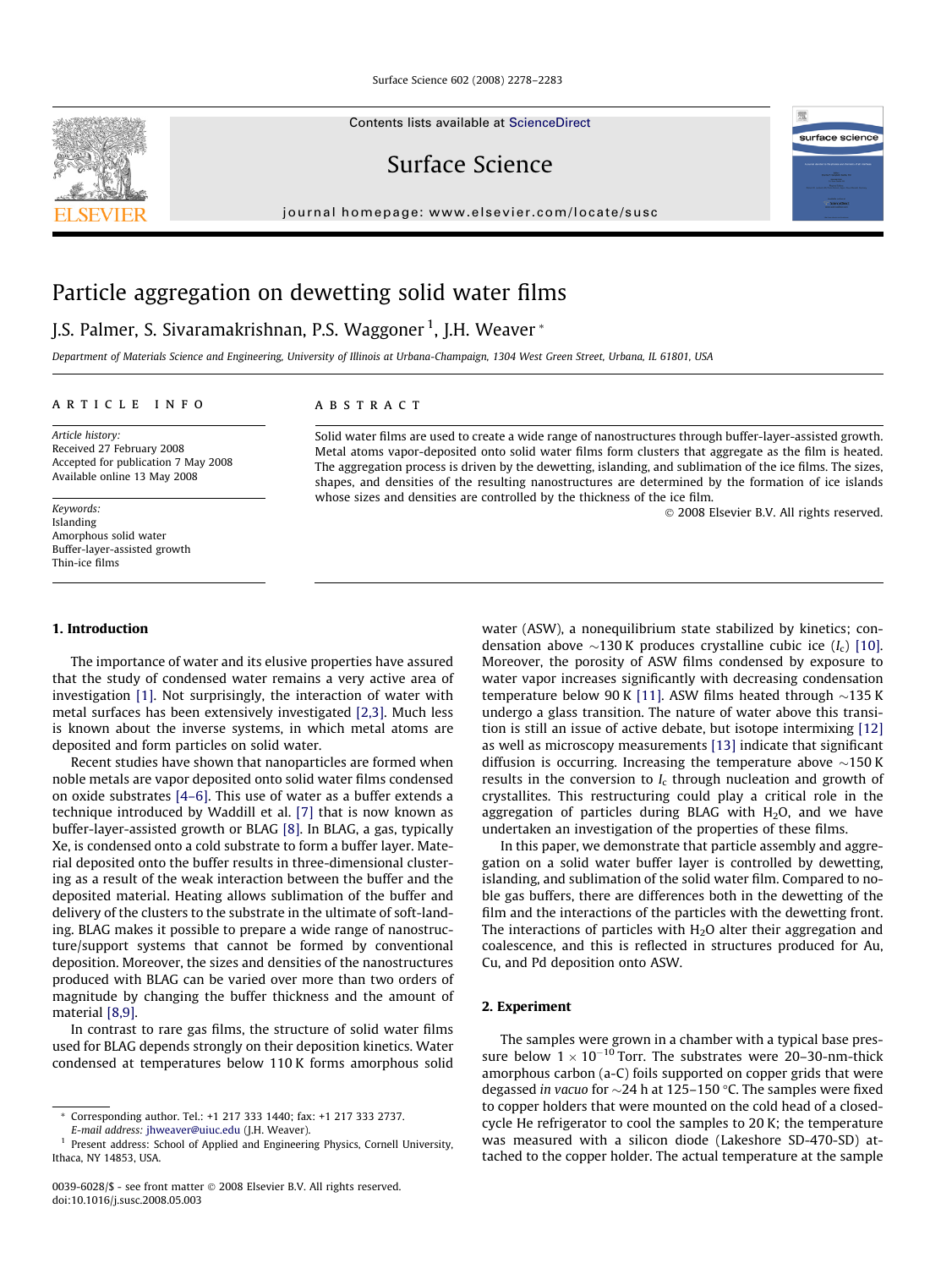# Particle aggregation on dewetting solid water films

J.S. Palmer, S. Sivaramakrishnan, P.S. Waggoner [1], J.H. Weaver *

*Department of Materials Science and Engineering, University of Illinois at Urbana-Champaign, 1304 West Green Street, Urbana, IL 61801, USA*

## ARTICLE INFO

*Article history:*
Received 27 February 2008
Accepted for publication 7 May 2008
Available online 13 May 2008

*Keywords:*
Islanding
Amorphous solid water
Buffer-layer-assisted growth
Thin-ice films

## ABSTRACT

Solid water films are used to create a wide range of nanostructures through buffer-layer-assisted growth. Metal atoms vapor-deposited onto solid water films form clusters that aggregate as the film is heated. The aggregation process is driven by the dewetting, islanding, and sublimation of the ice films. The sizes, shapes, and densities of the resulting nanostructures are determined by the formation of ice islands whose sizes and densities are controlled by the thickness of the ice film.

© 2008 Elsevier B.V. All rights reserved.

## 1. Introduction

The importance of water and its elusive properties have assured that the study of condensed water remains a very active area of investigation [1]. Not surprisingly, the interaction of water with metal surfaces has been extensively investigated [2,3]. Much less is known about the inverse systems, in which metal atoms are deposited and form particles on solid water.

Recent studies have shown that nanoparticles are formed when noble metals are vapor deposited onto solid water films condensed on oxide substrates [4–6]. This use of water as a buffer extends a technique introduced by Waddill et al. [7] that is now known as buffer-layer-assisted growth or BLAG [8]. In BLAG, a gas, typically Xe, is condensed onto a cold substrate to form a buffer layer. Material deposited onto the buffer results in three-dimensional clustering as a result of the weak interaction between the buffer and the deposited material. Heating allows sublimation of the buffer and delivery of the clusters to the substrate in the ultimate of soft-landing. BLAG makes it possible to prepare a wide range of nanostructure/support systems that cannot be formed by conventional deposition. Moreover, the sizes and densities of the nanostructures produced with BLAG can be varied over more than two orders of magnitude by changing the buffer thickness and the amount of material [8,9].

In contrast to rare gas films, the structure of solid water films used for BLAG depends strongly on their deposition kinetics. Water condensed at temperatures below 110 K forms amorphous solid water (ASW), a nonequilibrium state stabilized by kinetics; condensation above ~130 K produces crystalline cubic ice ($I_c$) [10]. Moreover, the porosity of ASW films condensed by exposure to water vapor increases significantly with decreasing condensation temperature below 90 K [11]. ASW films heated through ~135 K undergo a glass transition. The nature of water above this transition is still an issue of active debate, but isotope intermixing [12] as well as microscopy measurements [13] indicate that significant diffusion is occurring. Increasing the temperature above ~150 K results in the conversion to $I_c$ through nucleation and growth of crystallites. This restructuring could play a critical role in the aggregation of particles during BLAG with $H_2O$, and we have undertaken an investigation of the properties of these films.

In this paper, we demonstrate that particle assembly and aggregation on a solid water buffer layer is controlled by dewetting, islanding, and sublimation of the solid water film. Compared to noble gas buffers, there are differences both in the dewetting of the film and the interactions of the particles with the dewetting front. The interactions of particles with $H_2O$ alter their aggregation and coalescence, and this is reflected in structures produced for Au, Cu, and Pd deposition onto ASW.

## 2. Experiment

The samples were grown in a chamber with a typical base pressure below $1 \times 10^{-10}$ Torr. The substrates were 20–30-nm-thick amorphous carbon (a-C) foils supported on copper grids that were degassed *in vacuo* for ~24 h at 125–150 °C. The samples were fixed to copper holders that were mounted on the cold head of a closed-cycle He refrigerator to cool the samples to 20 K; the temperature was measured with a silicon diode (Lakeshore SD-470-SD) attached to the copper holder. The actual temperature at the sample

* Corresponding author. Tel.: +1 217 333 1440; fax: +1 217 333 2737.
*E-mail address:* jhweaver@uiuc.edu (J.H. Weaver).

[1] Present address: School of Applied and Engineering Physics, Cornell University, Ithaca, NY 14853, USA.

0039-6028/$ - see front matter © 2008 Elsevier B.V. All rights reserved.
doi:10.1016/j.susc.2008.05.003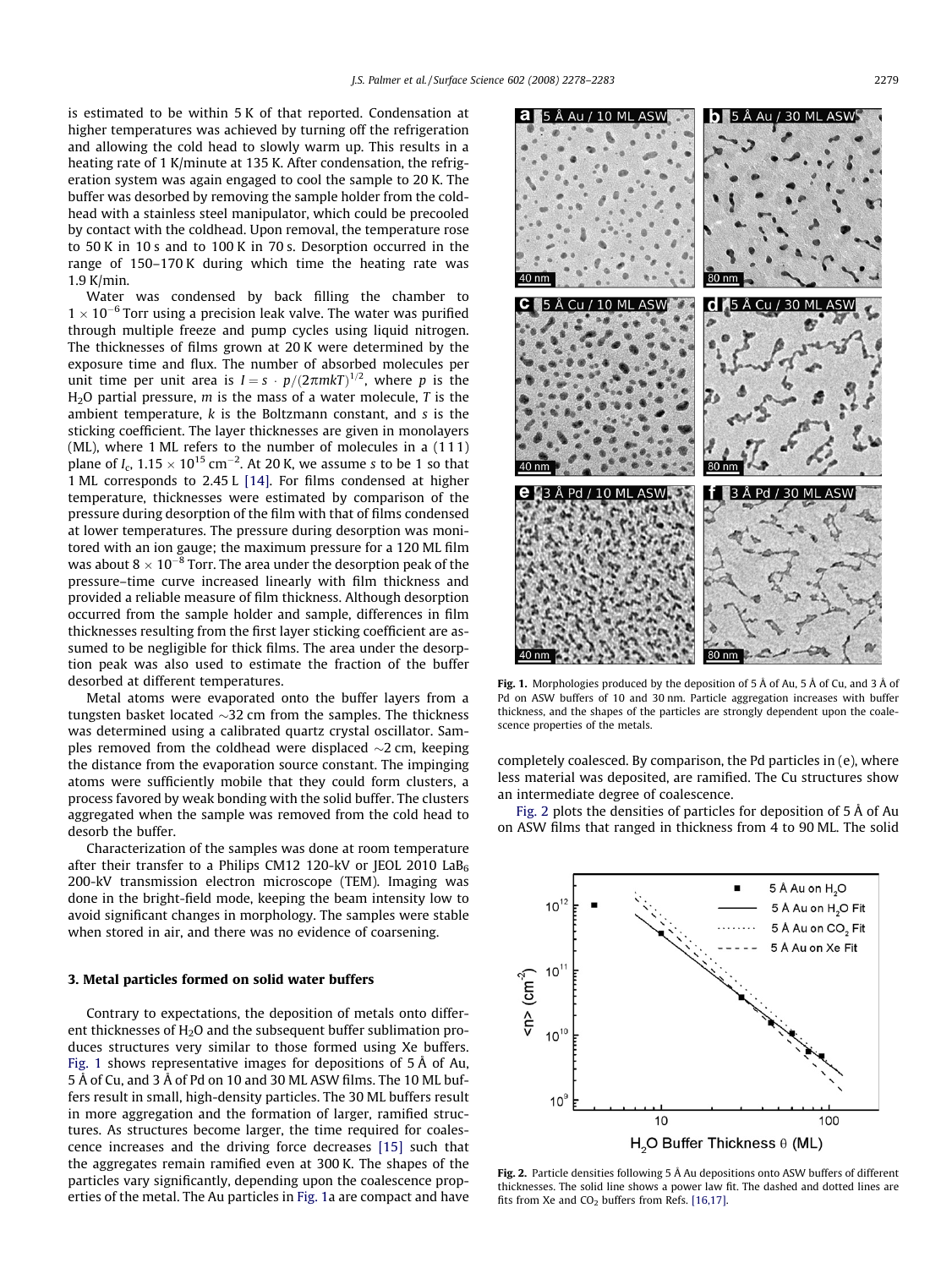is estimated to be within 5 K of that reported. Condensation at higher temperatures was achieved by turning off the refrigeration and allowing the cold head to slowly warm up. This results in a heating rate of 1 K/minute at 135 K. After condensation, the refrigeration system was again engaged to cool the sample to 20 K. The buffer was desorbed by removing the sample holder from the coldhead with a stainless steel manipulator, which could be precooled by contact with the coldhead. Upon removal, the temperature rose to 50 K in 10 s and to 100 K in 70 s. Desorption occurred in the range of 150–170 K during which time the heating rate was 1.9 K/min.

Water was condensed by back filling the chamber to $1 \times 10^{-6}$ Torr using a precision leak valve. The water was purified through multiple freeze and pump cycles using liquid nitrogen. The thicknesses of films grown at 20 K were determined by the exposure time and flux. The number of absorbed molecules per unit time per unit area is $I = s \cdot p/(2\pi mkT)^{1/2}$, where $p$ is the $H_2O$ partial pressure, $m$ is the mass of a water molecule, $T$ is the ambient temperature, $k$ is the Boltzmann constant, and $s$ is the sticking coefficient. The layer thicknesses are given in monolayers (ML), where 1 ML refers to the number of molecules in a (111) plane of $I_c$, $1.15 \times 10^{15}$ cm$^{-2}$. At 20 K, we assume $s$ to be 1 so that 1 ML corresponds to 2.45 L [14]. For films condensed at higher temperature, thicknesses were estimated by comparison of the pressure during desorption of the film with that of films condensed at lower temperatures. The pressure during desorption was monitored with an ion gauge; the maximum pressure for a 120 ML film was about $8 \times 10^{-8}$ Torr. The area under the desorption peak of the pressure–time curve increased linearly with film thickness and provided a reliable measure of film thickness. Although desorption occurred from the sample holder and sample, differences in film thicknesses resulting from the first layer sticking coefficient are assumed to be negligible for thick films. The area under the desorption peak was also used to estimate the fraction of the buffer desorbed at different temperatures.

Metal atoms were evaporated onto the buffer layers from a tungsten basket located ~32 cm from the samples. The thickness was determined using a calibrated quartz crystal oscillator. Samples removed from the coldhead were displaced ~2 cm, keeping the distance from the evaporation source constant. The impinging atoms were sufficiently mobile that they could form clusters, a process favored by weak bonding with the solid buffer. The clusters aggregated when the sample was removed from the cold head to desorb the buffer.

Characterization of the samples was done at room temperature after their transfer to a Philips CM12 120-kV or JEOL 2010 $LaB_6$ 200-kV transmission electron microscope (TEM). Imaging was done in the bright-field mode, keeping the beam intensity low to avoid significant changes in morphology. The samples were stable when stored in air, and there was no evidence of coarsening.

### 3. Metal particles formed on solid water buffers

Contrary to expectations, the deposition of metals onto different thicknesses of $H_2O$ and the subsequent buffer sublimation produces structures very similar to those formed using Xe buffers. Fig. 1 shows representative images for depositions of 5 Å of Au, 5 Å of Cu, and 3 Å of Pd on 10 and 30 ML ASW films. The 10 ML buffers result in small, high-density particles. The 30 ML buffers result in more aggregation and the formation of larger, ramified structures. As structures become larger, the time required for coalescence increases and the driving force decreases [15] such that the aggregates remain ramified even at 300 K. The shapes of the particles vary significantly, depending upon the coalescence properties of the metal. The Au particles in Fig. 1a are compact and have completely coalesced. By comparison, the Pd particles in (e), where less material was deposited, are ramified. The Cu structures show an intermediate degree of coalescence.

Fig. 1. Morphologies produced by the deposition of 5 Å of Au, 5 Å of Cu, and 3 Å of Pd on ASW buffers of 10 and 30 nm. Particle aggregation increases with buffer thickness, and the shapes of the particles are strongly dependent upon the coalescence properties of the metals.

Fig. 2 plots the densities of particles for deposition of 5 Å of Au on ASW films that ranged in thickness from 4 to 90 ML. The solid

Fig. 2. Particle densities following 5 Å Au depositions onto ASW buffers of different thicknesses. The solid line shows a power law fit. The dashed and dotted lines are fits from Xe and $CO_2$ buffers from Refs. [16,17].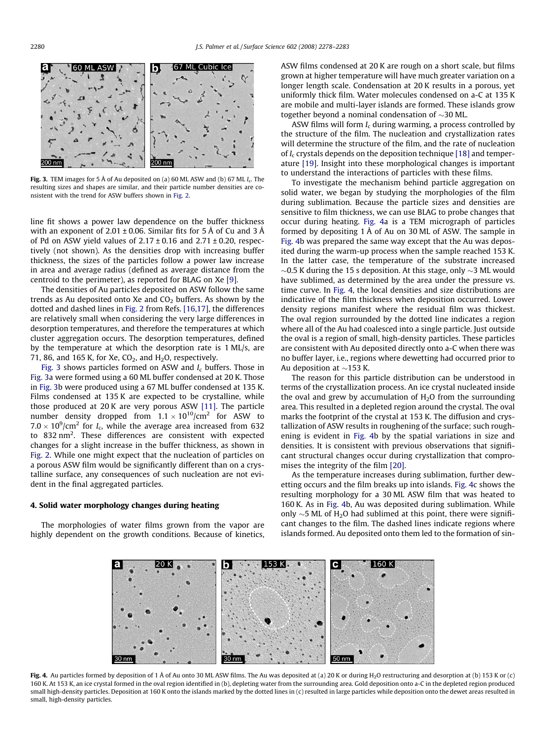**Fig. 3.** TEM images for 5 Å of Au deposited on (a) 60 ML ASW and (b) 67 ML $I_c$. The resulting sizes and shapes are similar, and their particle number densities are consistent with the trend for ASW buffers shown in Fig. 2.

line fit shows a power law dependence on the buffer thickness with an exponent of 2.01 ± 0.06. Similar fits for 5 Å of Cu and 3 Å of Pd on ASW yield values of 2.17 ± 0.16 and 2.71 ± 0.20, respectively (not shown). As the densities drop with increasing buffer thickness, the sizes of the particles follow a power law increase in area and average radius (defined as average distance from the centroid to the perimeter), as reported for BLAG on Xe [9].

The densities of Au particles deposited on ASW follow the same trends as Au deposited onto Xe and $CO_2$ buffers. As shown by the dotted and dashed lines in Fig. 2 from Refs. [16,17], the differences are relatively small when considering the very large differences in desorption temperatures, and therefore the temperatures at which cluster aggregation occurs. The desorption temperatures, defined by the temperature at which the desorption rate is 1 ML/s, are 71, 86, and 165 K, for Xe, $CO_2$, and $H_2O$, respectively.

Fig. 3 shows particles formed on ASW and $I_c$ buffers. Those in Fig. 3a were formed using a 60 ML buffer condensed at 20 K. Those in Fig. 3b were produced using a 67 ML buffer condensed at 135 K. Films condensed at 135 K are expected to be crystalline, while those produced at 20 K are very porous ASW [11]. The particle number density dropped from $1.1 \times 10^{10}/\text{cm}^2$ for ASW to $7.0 \times 10^{9}/\text{cm}^2$ for $I_c$, while the average area increased from 632 to 832 nm$^2$. These differences are consistent with expected changes for a slight increase in the buffer thickness, as shown in Fig. 2. While one might expect that the nucleation of particles on a porous ASW film would be significantly different than on a crystalline surface, any consequences of such nucleation are not evident in the final aggregated particles.

## 4. Solid water morphology changes during heating

The morphologies of water films grown from the vapor are highly dependent on the growth conditions. Because of kinetics, ASW films condensed at 20 K are rough on a short scale, but films grown at higher temperature will have much greater variation on a longer length scale. Condensation at 20 K results in a porous, yet uniformly thick film. Water molecules condensed on a-C at 135 K are mobile and multi-layer islands are formed. These islands grow together beyond a nominal condensation of ~30 ML.

ASW films will form $I_c$ during warming, a process controlled by the structure of the film. The nucleation and crystallization rates will determine the structure of the film, and the rate of nucleation of $I_c$ crystals depends on the deposition technique [18] and temperature [19]. Insight into these morphological changes is important to understand the interactions of particles with these films.

To investigate the mechanism behind particle aggregation on solid water, we began by studying the morphologies of the film during sublimation. Because the particle sizes and densities are sensitive to film thickness, we can use BLAG to probe changes that occur during heating. Fig. 4a is a TEM micrograph of particles formed by depositing 1 Å of Au on 30 ML of ASW. The sample in Fig. 4b was prepared the same way except that the Au was deposited during the warm-up process when the sample reached 153 K. In the latter case, the temperature of the substrate increased ~0.5 K during the 15 s deposition. At this stage, only ~3 ML would have sublimed, as determined by the area under the pressure vs. time curve. In Fig. 4, the local densities and size distributions are indicative of the film thickness when deposition occurred. Lower density regions manifest where the residual film was thickest. The oval region surrounded by the dotted line indicates a region where all of the Au had coalesced into a single particle. Just outside the oval is a region of small, high-density particles. These particles are consistent with Au deposited directly onto a-C when there was no buffer layer, i.e., regions where dewetting had occurred prior to Au deposition at ~153 K.

The reason for this particle distribution can be understood in terms of the crystallization process. An ice crystal nucleated inside the oval and grew by accumulation of $H_2O$ from the surrounding area. This resulted in a depleted region around the crystal. The oval marks the footprint of the crystal at 153 K. The diffusion and crystallization of ASW results in roughening of the surface; such roughening is evident in Fig. 4b by the spatial variations in size and densities. It is consistent with previous observations that significant structural changes occur during crystallization that compromises the integrity of the film [20].

As the temperature increases during sublimation, further dewetting occurs and the film breaks up into islands. Fig. 4c shows the resulting morphology for a 30 ML ASW film that was heated to 160 K. As in Fig. 4b, Au was deposited during sublimation. While only ~5 ML of $H_2O$ had sublimed at this point, there were significant changes to the film. The dashed lines indicate regions where islands formed. Au deposited onto them led to the formation of sin-

**Fig. 4.** Au particles formed by deposition of 1 Å of Au onto 30 ML ASW films. The Au was deposited at (a) 20 K or during $H_2O$ restructuring and desorption at (b) 153 K or (c) 160 K. At 153 K, an ice crystal formed in the oval region identified in (b), depleting water from the surrounding area. Gold deposition onto a-C in the depleted region produced small high-density particles. Deposition at 160 K onto the islands marked by the dotted lines in (c) resulted in large particles while deposition onto the dewet areas resulted in small, high-density particles.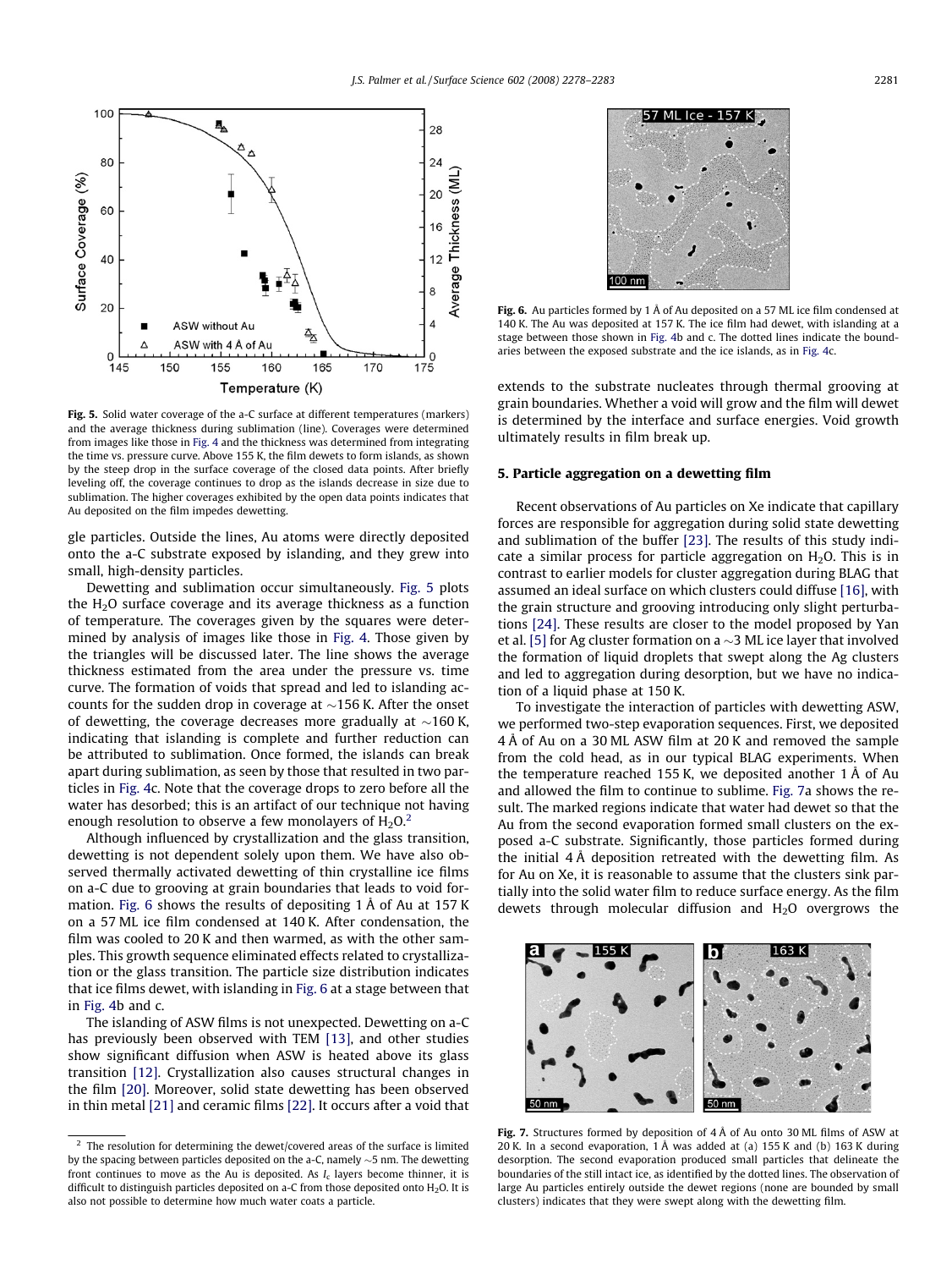**Fig. 5.** Solid water coverage of the a-C surface at different temperatures (markers) and the average thickness during sublimation (line). Coverages were determined from images like those in Fig. 4 and the thickness was determined from integrating the time vs. pressure curve. Above 155 K, the film dewets to form islands, as shown by the steep drop in the surface coverage of the closed data points. After briefly leveling off, the coverage continues to drop as the islands decrease in size due to sublimation. The higher coverages exhibited by the open data points indicates that Au deposited on the film impedes dewetting.

gle particles. Outside the lines, Au atoms were directly deposited onto the a-C substrate exposed by islanding, and they grew into small, high-density particles.

Dewetting and sublimation occur simultaneously. Fig. 5 plots the $H_2O$ surface coverage and its average thickness as a function of temperature. The coverages given by the squares were determined by analysis of images like those in Fig. 4. Those given by the triangles will be discussed later. The line shows the average thickness estimated from the area under the pressure vs. time curve. The formation of voids that spread and led to islanding accounts for the sudden drop in coverage at ~156 K. After the onset of dewetting, the coverage decreases more gradually at ~160 K, indicating that islanding is complete and further reduction can be attributed to sublimation. Once formed, the islands can break apart during sublimation, as seen by those that resulted in two particles in Fig. 4c. Note that the coverage drops to zero before all the water has desorbed; this is an artifact of our technique not having enough resolution to observe a few monolayers of $H_2O$.[2]

Although influenced by crystallization and the glass transition, dewetting is not dependent solely upon them. We have also observed thermally activated dewetting of thin crystalline ice films on a-C due to grooving at grain boundaries that leads to void formation. Fig. 6 shows the results of depositing 1 Å of Au at 157 K on a 57 ML ice film condensed at 140 K. After condensation, the film was cooled to 20 K and then warmed, as with the other samples. This growth sequence eliminated effects related to crystallization or the glass transition. The particle size distribution indicates that ice films dewet, with islanding in Fig. 6 at a stage between that in Fig. 4b and c.

The islanding of ASW films is not unexpected. Dewetting on a-C has previously been observed with TEM [13], and other studies show significant diffusion when ASW is heated above its glass transition [12]. Crystallization also causes structural changes in the film [20]. Moreover, solid state dewetting has been observed in thin metal [21] and ceramic films [22]. It occurs after a void that extends to the substrate nucleates through thermal grooving at grain boundaries. Whether a void will grow and the film will dewet is determined by the interface and surface energies. Void growth ultimately results in film break up.

**Fig. 6.** Au particles formed by 1 Å of Au deposited on a 57 ML ice film condensed at 140 K. The Au was deposited at 157 K. The ice film had dewet, with islanding at a stage between those shown in Fig. 4b and c. The dotted lines indicate the boundaries between the exposed substrate and the ice islands, as in Fig. 4c.

## 5. Particle aggregation on a dewetting film

Recent observations of Au particles on Xe indicate that capillary forces are responsible for aggregation during solid state dewetting and sublimation of the buffer [23]. The results of this study indicate a similar process for particle aggregation on $H_2O$. This is in contrast to earlier models for cluster aggregation during BLAG that assumed an ideal surface on which clusters could diffuse [16], with the grain structure and grooving introducing only slight perturbations [24]. These results are closer to the model proposed by Yan et al. [5] for Ag cluster formation on a ~3 ML ice layer that involved the formation of liquid droplets that swept along the Ag clusters and led to aggregation during desorption, but we have no indication of a liquid phase at 150 K.

To investigate the interaction of particles with dewetting ASW, we performed two-step evaporation sequences. First, we deposited 4 Å of Au on a 30 ML ASW film at 20 K and removed the sample from the cold head, as in our typical BLAG experiments. When the temperature reached 155 K, we deposited another 1 Å of Au and allowed the film to continue to sublime. Fig. 7a shows the result. The marked regions indicate that water had dewet so that the Au from the second evaporation formed small clusters on the exposed a-C substrate. Significantly, those particles formed during the initial 4 Å deposition retreated with the dewetting film. As for Au on Xe, it is reasonable to assume that the clusters sink partially into the solid water film to reduce surface energy. As the film dewets through molecular diffusion and $H_2O$ overgrows the

**Fig. 7.** Structures formed by deposition of 4 Å of Au onto 30 ML films of ASW at 20 K. In a second evaporation, 1 Å was added at (a) 155 K and (b) 163 K during desorption. The second evaporation produced small particles that delineate the boundaries of the still intact ice, as identified by the dotted lines. The observation of large Au particles entirely outside the dewet regions (none are bounded by small clusters) indicates that they were swept along with the dewetting film.

[2] The resolution for determining the dewet/covered areas of the surface is limited by the spacing between particles deposited on the a-C, namely ~5 nm. The dewetting front continues to move as the Au is deposited. As $I_c$ layers become thinner, it is difficult to distinguish particles deposited on a-C from those deposited onto $H_2O$. It is also not possible to determine how much water coats a particle.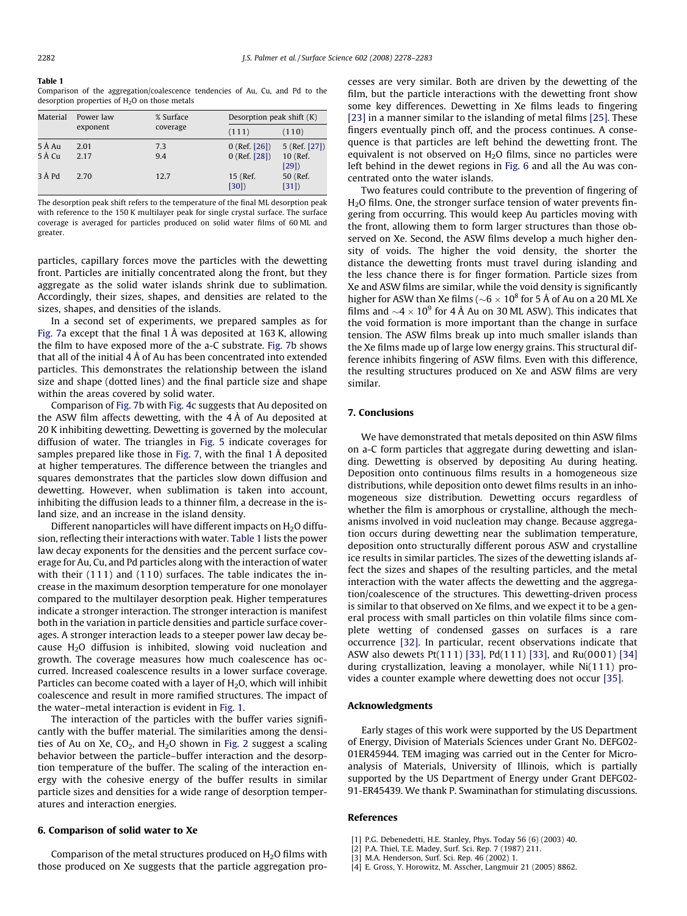**Table 1**
Comparison of the aggregation/coalescence tendencies of Au, Cu, and Pd to the desorption properties of $H_2O$ on those metals

| Material | Power law exponent | % Surface coverage | Desorption peak shift (K) | |
|---|---|---|---|---|
| | | | (111) | (110) |
| 5 Å Au | 2.01 | 7.3 | 0 (Ref. [26]) | 5 (Ref. [27]) |
| 5 Å Cu | 2.17 | 9.4 | 0 (Ref. [28]) | 10 (Ref. [29]) |
| 3 Å Pd | 2.70 | 12.7 | 15 (Ref. [30]) | 50 (Ref. [31]) |

The desorption peak shift refers to the temperature of the final ML desorption peak with reference to the 150 K multilayer peak for single crystal surface. The surface coverage is averaged for particles produced on solid water films of 60 ML and greater.

particles, capillary forces move the particles with the dewetting front. Particles are initially concentrated along the front, but they aggregate as the solid water islands shrink due to sublimation. Accordingly, their sizes, shapes, and densities are related to the sizes, shapes, and densities of the islands.

In a second set of experiments, we prepared samples as for Fig. 7a except that the final 1 Å was deposited at 163 K, allowing the film to have exposed more of the a-C substrate. Fig. 7b shows that all of the initial 4 Å of Au has been concentrated into extended particles. This demonstrates the relationship between the island size and shape (dotted lines) and the final particle size and shape within the areas covered by solid water.

Comparison of Fig. 7b with Fig. 4c suggests that Au deposited on the ASW film affects dewetting, with the 4 Å of Au deposited at 20 K inhibiting dewetting. Dewetting is governed by the molecular diffusion of water. The triangles in Fig. 5 indicate coverages for samples prepared like those in Fig. 7, with the final 1 Å deposited at higher temperatures. The difference between the triangles and squares demonstrates that the particles slow down diffusion and dewetting. However, when sublimation is taken into account, inhibiting the diffusion leads to a thinner film, a decrease in the island size, and an increase in the island density.

Different nanoparticles will have different impacts on $H_2O$ diffusion, reflecting their interactions with water. Table 1 lists the power law decay exponents for the densities and the percent surface coverage for Au, Cu, and Pd particles along with the interaction of water with their (111) and (110) surfaces. The table indicates the increase in the maximum desorption temperature for one monolayer compared to the multilayer desorption peak. Higher temperatures indicate a stronger interaction. The stronger interaction is manifest both in the variation in particle densities and particle surface coverages. A stronger interaction leads to a steeper power law decay because $H_2O$ diffusion is inhibited, slowing void nucleation and growth. The coverage measures how much coalescence has occurred. Increased coalescence results in a lower surface coverage. Particles can become coated with a layer of $H_2O$, which will inhibit coalescence and result in more ramified structures. The impact of the water–metal interaction is evident in Fig. 1.

The interaction of the particles with the buffer varies significantly with the buffer material. The similarities among the densities of Au on Xe, $CO_2$, and $H_2O$ shown in Fig. 2 suggest a scaling behavior between the particle–buffer interaction and the desorption temperature of the buffer. The scaling of the interaction energy with the cohesive energy of the buffer results in similar particle sizes and densities for a wide range of desorption temperatures and interaction energies.

## 6. Comparison of solid water to Xe

Comparison of the metal structures produced on $H_2O$ films with those produced on Xe suggests that the particle aggregation processes are very similar. Both are driven by the dewetting of the film, but the particle interactions with the dewetting front show some key differences. Dewetting in Xe films leads to fingering [23] in a manner similar to the islanding of metal films [25]. These fingers eventually pinch off, and the process continues. A consequence is that particles are left behind the dewetting front. The equivalent is not observed on $H_2O$ films, since no particles were left behind in the dewet regions in Fig. 6 and all the Au was concentrated onto the water islands.

Two features could contribute to the prevention of fingering of $H_2O$ films. One, the stronger surface tension of water prevents fingering from occurring. This would keep Au particles moving with the front, allowing them to form larger structures than those observed on Xe. Second, the ASW films develop a much higher density of voids. The higher the void density, the shorter the distance the dewetting fronts must travel during islanding and the less chance there is for finger formation. Particle sizes from Xe and ASW films are similar, while the void density is significantly higher for ASW than Xe films ($\sim 6 \times 10^8$ for 5 Å of Au on a 20 ML Xe films and $\sim 4 \times 10^9$ for 4 Å Au on 30 ML ASW). This indicates that the void formation is more important than the change in surface tension. The ASW films break up into much smaller islands than the Xe films made up of large low energy grains. This structural difference inhibits fingering of ASW films. Even with this difference, the resulting structures produced on Xe and ASW films are very similar.

## 7. Conclusions

We have demonstrated that metals deposited on thin ASW films on a-C form particles that aggregate during dewetting and islanding. Dewetting is observed by depositing Au during heating. Deposition onto continuous films results in a homogeneous size distributions, while deposition onto dewet films results in an inhomogeneous size distribution. Dewetting occurs regardless of whether the film is amorphous or crystalline, although the mechanisms involved in void nucleation may change. Because aggregation occurs during dewetting near the sublimation temperature, deposition onto structurally different porous ASW and crystalline ice results in similar particles. The sizes of the dewetting islands affect the sizes and shapes of the resulting particles, and the metal interaction with the water affects the dewetting and the aggregation/coalescence of the structures. This dewetting-driven process is similar to that observed on Xe films, and we expect it to be a general process with small particles on thin volatile films since complete wetting of condensed gasses on surfaces is a rare occurrence [32]. In particular, recent observations indicate that ASW also dewets Pt(111) [33], Pd(111) [33], and Ru(0001) [34] during crystallization, leaving a monolayer, while Ni(111) provides a counter example where dewetting does not occur [35].

## Acknowledgments

Early stages of this work were supported by the US Department of Energy, Division of Materials Sciences under Grant No. DEFG02-01ER45944. TEM imaging was carried out in the Center for Microanalysis of Materials, University of Illinois, which is partially supported by the US Department of Energy under Grant DEFG02-91-ER45439. We thank P. Swaminathan for stimulating discussions.

## References

[1] P.G. Debenedetti, H.E. Stanley, Phys. Today 56 (6) (2003) 40.
[2] P.A. Thiel, T.E. Madey, Surf. Sci. Rep. 7 (1987) 211.
[3] M.A. Henderson, Surf. Sci. Rep. 46 (2002) 1.
[4] E. Gross, Y. Horowitz, M. Asscher, Langmuir 21 (2005) 8862.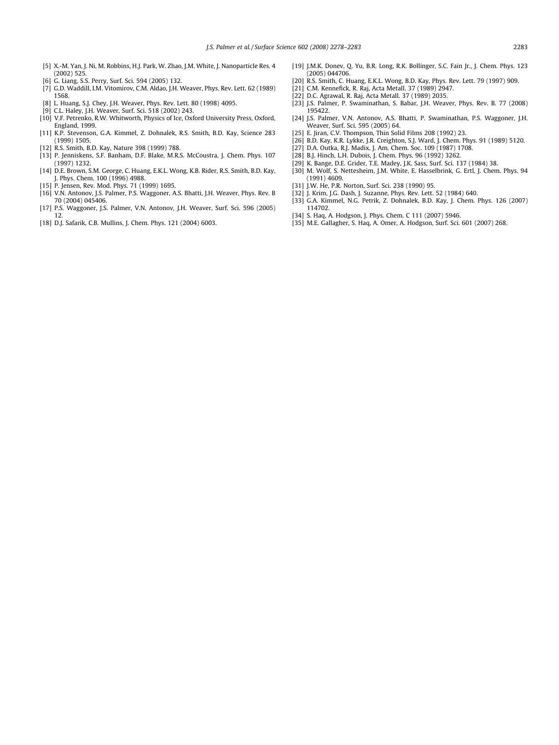[5] X.-M. Yan, J. Ni, M. Robbins, H.J. Park, W. Zhao, J.M. White, J. Nanoparticle Res. 4 (2002) 525.
[6] G. Liang, S.S. Perry, Surf. Sci. 594 (2005) 132.
[7] G.D. Waddill, I.M. Vitomirov, C.M. Aldao, J.H. Weaver, Phys. Rev. Lett. 62 (1989) 1568.
[8] L. Huang, S.J. Chey, J.H. Weaver, Phys. Rev. Lett. 80 (1998) 4095.
[9] C.L. Haley, J.H. Weaver, Surf. Sci. 518 (2002) 243.
[10] V.F. Petrenko, R.W. Whitworth, Physics of Ice, Oxford University Press, Oxford, England, 1999.
[11] K.P. Stevenson, G.A. Kimmel, Z. Dohnalek, R.S. Smith, B.D. Kay, Science 283 (1999) 1505.
[12] R.S. Smith, B.D. Kay, Nature 398 (1999) 788.
[13] P. Jenniskens, S.F. Banham, D.F. Blake, M.R.S. McCoustra, J. Chem. Phys. 107 (1997) 1232.
[14] D.E. Brown, S.M. George, C. Huang, E.K.L. Wong, K.B. Rider, R.S. Smith, B.D. Kay, J. Phys. Chem. 100 (1996) 4988.
[15] P. Jensen, Rev. Mod. Phys. 71 (1999) 1695.
[16] V.N. Antonov, J.S. Palmer, P.S. Waggoner, A.S. Bhatti, J.H. Weaver, Phys. Rev. B 70 (2004) 045406.
[17] P.S. Waggoner, J.S. Palmer, V.N. Antonov, J.H. Weaver, Surf. Sci. 596 (2005) 12.
[18] D.J. Safarik, C.B. Mullins, J. Chem. Phys. 121 (2004) 6003.
[19] J.M.K. Donev, Q. Yu, B.R. Long, R.K. Bollinger, S.C. Fain Jr., J. Chem. Phys. 123 (2005) 044706.
[20] R.S. Smith, C. Huang, E.K.L. Wong, B.D. Kay, Phys. Rev. Lett. 79 (1997) 909.
[21] C.M. Kennefick, R. Raj, Acta Metall. 37 (1989) 2947.
[22] D.C. Agrawal, R. Raj, Acta Metall. 37 (1989) 2035.
[23] J.S. Palmer, P. Swaminathan, S. Babar, J.H. Weaver, Phys. Rev. B. 77 (2008) 195422.
[24] J.S. Palmer, V.N. Antonov, A.S. Bhatti, P. Swaminathan, P.S. Waggoner, J.H. Weaver, Surf. Sci. 595 (2005) 64.
[25] E. Jiran, C.V. Thompson, Thin Solid Films 208 (1992) 23.
[26] B.D. Kay, K.R. Lykke, J.R. Creighton, S.J. Ward, J. Chem. Phys. 91 (1989) 5120.
[27] D.A. Outka, R.J. Madix, J. Am. Chem. Soc. 109 (1987) 1708.
[28] B.J. Hinch, L.H. Dubois, J. Chem. Phys. 96 (1992) 3262.
[29] K. Bange, D.E. Grider, T.E. Madey, J.K. Sass, Surf. Sci. 137 (1984) 38.
[30] M. Wolf, S. Nettesheim, J.M. White, E. Hasselbrink, G. Ertl, J. Chem. Phys. 94 (1991) 4609.
[31] J.W. He, P.R. Norton, Surf. Sci. 238 (1990) 95.
[32] J. Krim, J.G. Dash, J. Suzanne, Phys. Rev. Lett. 52 (1984) 640.
[33] G.A. Kimmel, N.G. Petrik, Z. Dohnalek, B.D. Kay, J. Chem. Phys. 126 (2007) 114702.
[34] S. Haq, A. Hodgson, J. Phys. Chem. C 111 (2007) 5946.
[35] M.E. Gallagher, S. Haq, A. Omer, A. Hodgson, Surf. Sci. 601 (2007) 268.